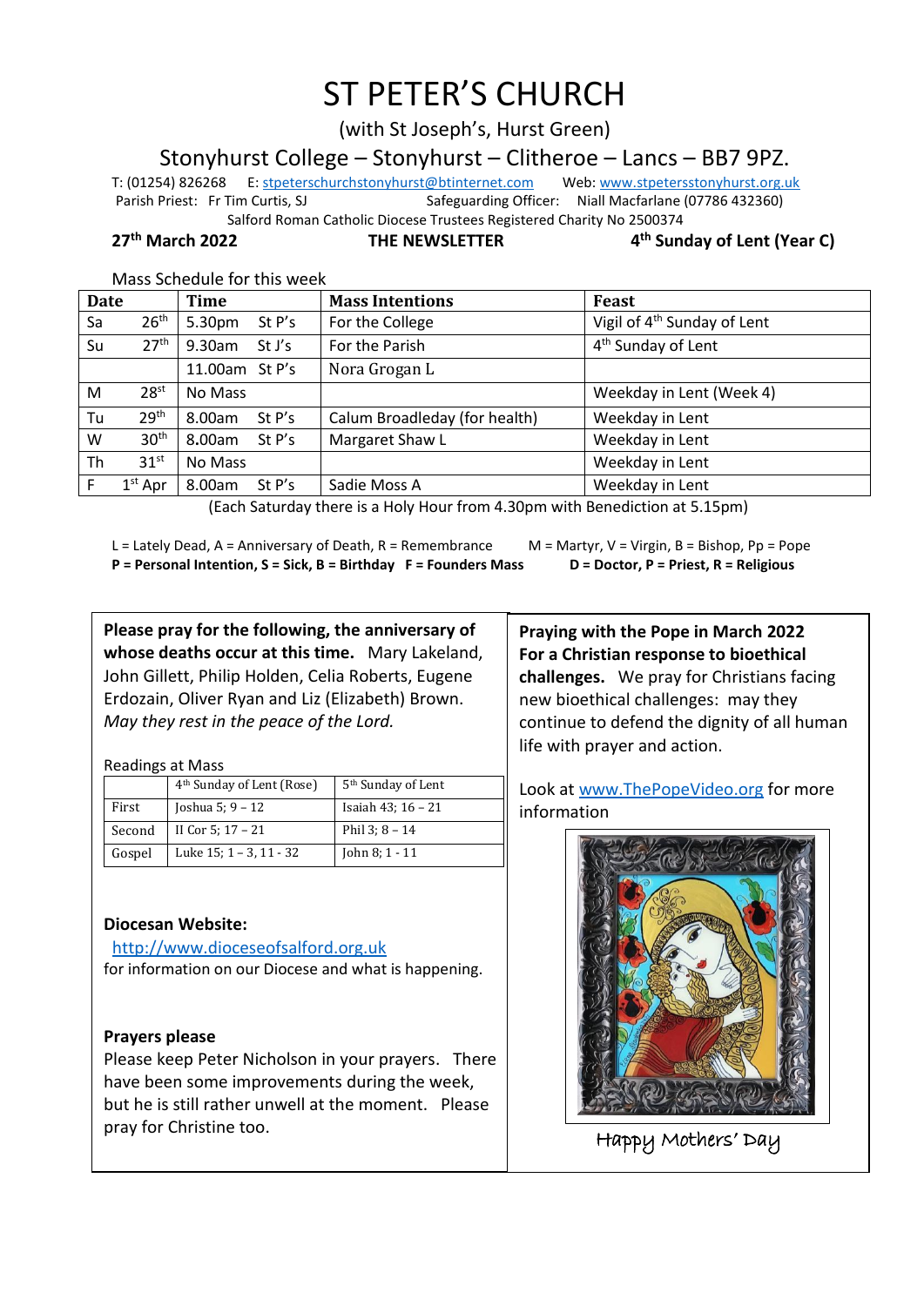# ST PETER'S CHURCH

(with St Joseph's, Hurst Green)

## Stonyhurst College – Stonyhurst – Clitheroe – Lancs – BB7 9PZ.

T: (01254) 826268 E: stpeterschurchstonyhurst@btinternet.com Web: www.stpetersstonyhurst.org.uk

Parish Priest: Fr Tim Curtis, SJ Safeguarding Officer: Niall Macfarlane (07786 432360)

Salford Roman Catholic Diocese Trustees Registered Charity No 2500374

**27th March 2022** **THE NEWSLETTER** **4th Sunday of Lent (Year C)**

Mass Schedule for this week

| Date | | Time | Mass Intentions | Feast |
|---|---|---|---|---|
| Sa | 26th | 5.30pm St P's | For the College | Vigil of 4th Sunday of Lent |
| Su | 27th | 9.30am St J's | For the Parish | 4th Sunday of Lent |
| | | 11.00am St P's | Nora Grogan L | |
| M | 28st | No Mass | | Weekday in Lent (Week 4) |
| Tu | 29th | 8.00am St P's | Calum Broadleay (for health) | Weekday in Lent |
| W | 30th | 8.00am St P's | Margaret Shaw L | Weekday in Lent |
| Th | 31st | No Mass | | Weekday in Lent |
| F | 1st Apr | 8.00am St P's | Sadie Moss A | Weekday in Lent |

(Each Saturday there is a Holy Hour from 4.30pm with Benediction at 5.15pm)

L = Lately Dead, A = Anniversary of Death, R = Remembrance M = Martyr, V = Virgin, B = Bishop, Pp = Pope

**P = Personal Intention, S = Sick, B = Birthday F = Founders Mass D = Doctor, P = Priest, R = Religious**

**Please pray for the following, the anniversary of whose deaths occur at this time.** Mary Lakeland, John Gillett, Philip Holden, Celia Roberts, Eugene Erdozain, Oliver Ryan and Liz (Elizabeth) Brown. *May they rest in the peace of the Lord.*

Readings at Mass

| | 4th Sunday of Lent (Rose) | 5th Sunday of Lent |
|---|---|---|
| First | Joshua 5; 9 – 12 | Isaiah 43; 16 – 21 |
| Second | II Cor 5; 17 – 21 | Phil 3; 8 – 14 |
| Gospel | Luke 15; 1 – 3, 11 - 32 | John 8; 1 - 11 |

**Diocesan Website:**

http://www.dioceseofsalford.org.uk

for information on our Diocese and what is happening.

**Prayers please**

Please keep Peter Nicholson in your prayers. There have been some improvements during the week, but he is still rather unwell at the moment. Please pray for Christine too.

**Praying with the Pope in March 2022**

**For a Christian response to bioethical challenges.** We pray for Christians facing new bioethical challenges: may they continue to defend the dignity of all human life with prayer and action.

Look at www.ThePopeVideo.org for more information

Happy Mothers' Day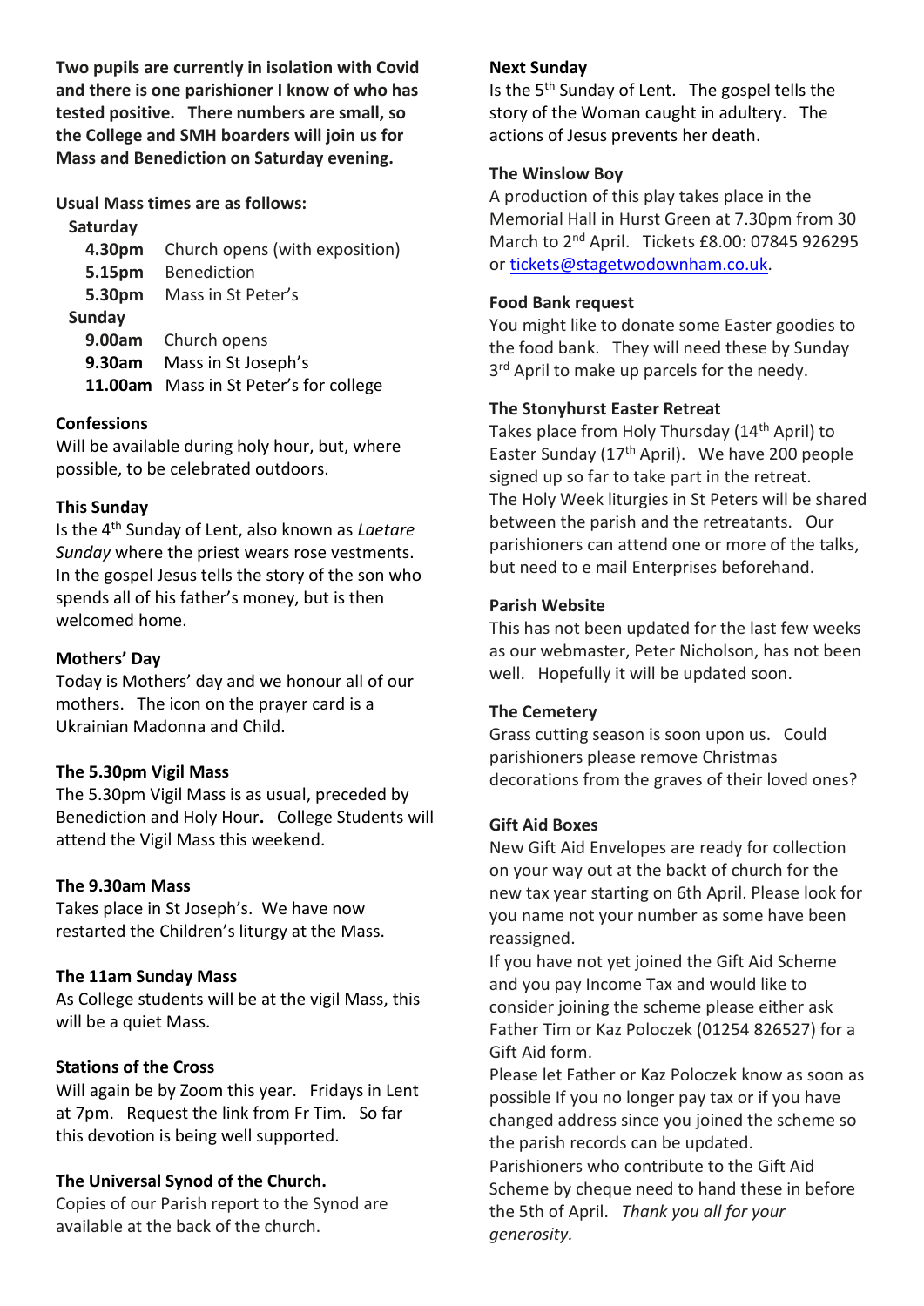**Two pupils are currently in isolation with Covid and there is one parishioner I know of who has tested positive. There numbers are small, so the College and SMH boarders will join us for Mass and Benediction on Saturday evening.**

**Usual Mass times are as follows:**

**Saturday**

| | |
|---|---|
| **4.30pm** | Church opens (with exposition) |
| **5.15pm** | Benediction |
| **5.30pm** | Mass in St Peter's |

**Sunday**

| | |
|---|---|
| **9.00am** | Church opens |
| **9.30am** | Mass in St Joseph's |
| **11.00am** | Mass in St Peter's for college |

**Confessions**

Will be available during holy hour, but, where possible, to be celebrated outdoors.

**This Sunday**

Is the 4th Sunday of Lent, also known as *Laetare Sunday* where the priest wears rose vestments. In the gospel Jesus tells the story of the son who spends all of his father's money, but is then welcomed home.

**Mothers' Day**

Today is Mothers' day and we honour all of our mothers. The icon on the prayer card is a Ukrainian Madonna and Child.

**The 5.30pm Vigil Mass**

The 5.30pm Vigil Mass is as usual, preceded by Benediction and Holy Hour**.** College Students will attend the Vigil Mass this weekend.

**The 9.30am Mass**

Takes place in St Joseph's. We have now restarted the Children's liturgy at the Mass.

**The 11am Sunday Mass**

As College students will be at the vigil Mass, this will be a quiet Mass.

**Stations of the Cross**

Will again be by Zoom this year. Fridays in Lent at 7pm. Request the link from Fr Tim. So far this devotion is being well supported.

**The Universal Synod of the Church.**

Copies of our Parish report to the Synod are available at the back of the church.

**Next Sunday**

Is the 5th Sunday of Lent. The gospel tells the story of the Woman caught in adultery. The actions of Jesus prevents her death.

**The Winslow Boy**

A production of this play takes place in the Memorial Hall in Hurst Green at 7.30pm from 30 March to 2nd April. Tickets £8.00: 07845 926295 or tickets@stagetwodownham.co.uk.

**Food Bank request**

You might like to donate some Easter goodies to the food bank. They will need these by Sunday 3rd April to make up parcels for the needy.

**The Stonyhurst Easter Retreat**

Takes place from Holy Thursday (14th April) to Easter Sunday (17th April). We have 200 people signed up so far to take part in the retreat. The Holy Week liturgies in St Peters will be shared between the parish and the retreatants. Our parishioners can attend one or more of the talks, but need to e mail Enterprises beforehand.

**Parish Website**

This has not been updated for the last few weeks as our webmaster, Peter Nicholson, has not been well. Hopefully it will be updated soon.

**The Cemetery**

Grass cutting season is soon upon us. Could parishioners please remove Christmas decorations from the graves of their loved ones?

**Gift Aid Boxes**

New Gift Aid Envelopes are ready for collection on your way out at the backt of church for the new tax year starting on 6th April. Please look for you name not your number as some have been reassigned.

If you have not yet joined the Gift Aid Scheme and you pay Income Tax and would like to consider joining the scheme please either ask Father Tim or Kaz Poloczek (01254 826527) for a Gift Aid form.

Please let Father or Kaz Poloczek know as soon as possible If you no longer pay tax or if you have changed address since you joined the scheme so the parish records can be updated.

Parishioners who contribute to the Gift Aid Scheme by cheque need to hand these in before the 5th of April. *Thank you all for your generosity.*